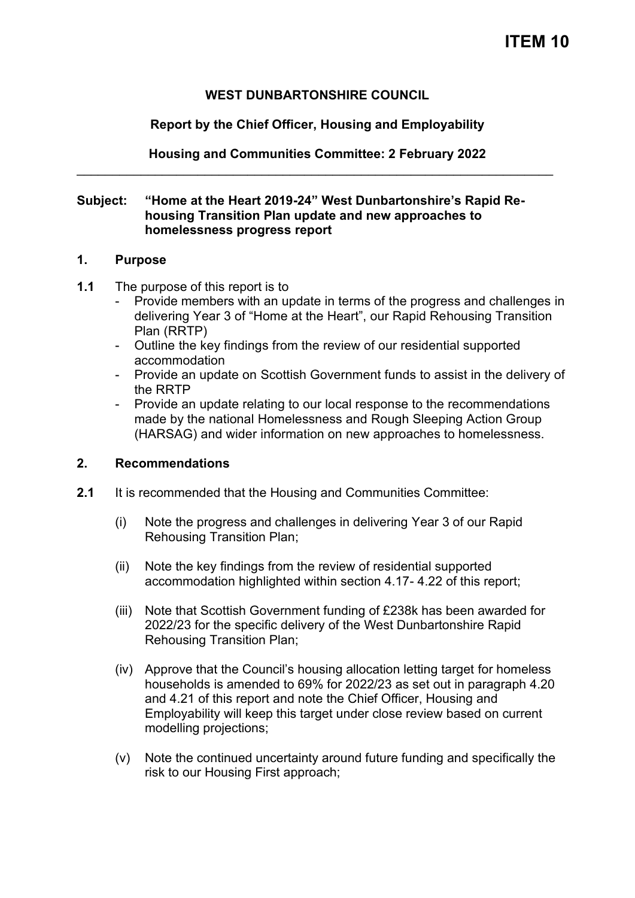**ITEM 10**

**WEST DUNBARTONSHIRE COUNCIL**

**Report by the Chief Officer, Housing and Employability**

**Housing and Communities Committee: 2 February 2022**

---

**Subject: "Home at the Heart 2019-24" West Dunbartonshire's Rapid Re-housing Transition Plan update and new approaches to homelessness progress report**

## 1. Purpose

**1.1** The purpose of this report is to

- Provide members with an update in terms of the progress and challenges in delivering Year 3 of "Home at the Heart", our Rapid Rehousing Transition Plan (RRTP)
- Outline the key findings from the review of our residential supported accommodation
- Provide an update on Scottish Government funds to assist in the delivery of the RRTP
- Provide an update relating to our local response to the recommendations made by the national Homelessness and Rough Sleeping Action Group (HARSAG) and wider information on new approaches to homelessness.

## 2. Recommendations

**2.1** It is recommended that the Housing and Communities Committee:

(i) Note the progress and challenges in delivering Year 3 of our Rapid Rehousing Transition Plan;

(ii) Note the key findings from the review of residential supported accommodation highlighted within section 4.17- 4.22 of this report;

(iii) Note that Scottish Government funding of £238k has been awarded for 2022/23 for the specific delivery of the West Dunbartonshire Rapid Rehousing Transition Plan;

(iv) Approve that the Council's housing allocation letting target for homeless households is amended to 69% for 2022/23 as set out in paragraph 4.20 and 4.21 of this report and note the Chief Officer, Housing and Employability will keep this target under close review based on current modelling projections;

(v) Note the continued uncertainty around future funding and specifically the risk to our Housing First approach;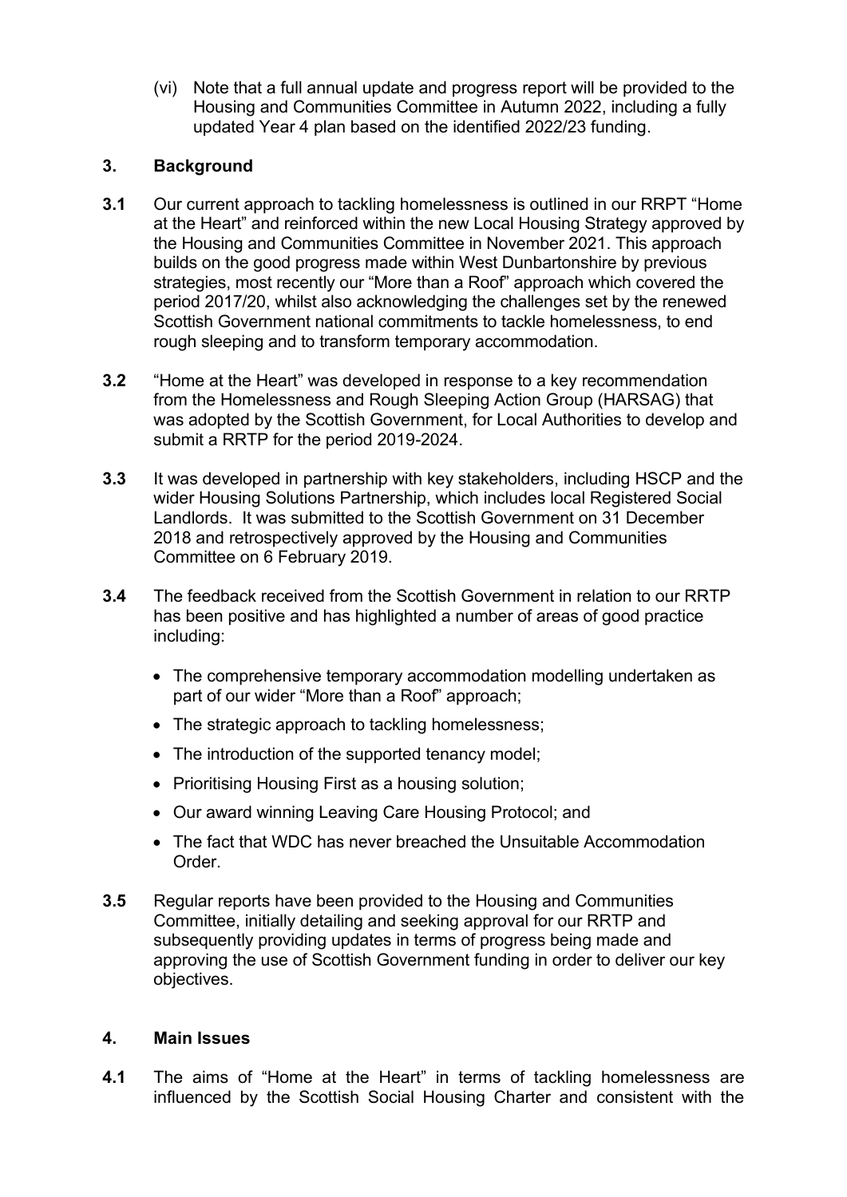(vi) Note that a full annual update and progress report will be provided to the Housing and Communities Committee in Autumn 2022, including a fully updated Year 4 plan based on the identified 2022/23 funding.

## 3. Background

**3.1** Our current approach to tackling homelessness is outlined in our RRPT "Home at the Heart" and reinforced within the new Local Housing Strategy approved by the Housing and Communities Committee in November 2021. This approach builds on the good progress made within West Dunbartonshire by previous strategies, most recently our "More than a Roof" approach which covered the period 2017/20, whilst also acknowledging the challenges set by the renewed Scottish Government national commitments to tackle homelessness, to end rough sleeping and to transform temporary accommodation.

**3.2** "Home at the Heart" was developed in response to a key recommendation from the Homelessness and Rough Sleeping Action Group (HARSAG) that was adopted by the Scottish Government, for Local Authorities to develop and submit a RRTP for the period 2019-2024.

**3.3** It was developed in partnership with key stakeholders, including HSCP and the wider Housing Solutions Partnership, which includes local Registered Social Landlords. It was submitted to the Scottish Government on 31 December 2018 and retrospectively approved by the Housing and Communities Committee on 6 February 2019.

**3.4** The feedback received from the Scottish Government in relation to our RRTP has been positive and has highlighted a number of areas of good practice including:

- The comprehensive temporary accommodation modelling undertaken as part of our wider "More than a Roof" approach;
- The strategic approach to tackling homelessness;
- The introduction of the supported tenancy model;
- Prioritising Housing First as a housing solution;
- Our award winning Leaving Care Housing Protocol; and
- The fact that WDC has never breached the Unsuitable Accommodation Order.

**3.5** Regular reports have been provided to the Housing and Communities Committee, initially detailing and seeking approval for our RRTP and subsequently providing updates in terms of progress being made and approving the use of Scottish Government funding in order to deliver our key objectives.

## 4. Main Issues

**4.1** The aims of "Home at the Heart" in terms of tackling homelessness are influenced by the Scottish Social Housing Charter and consistent with the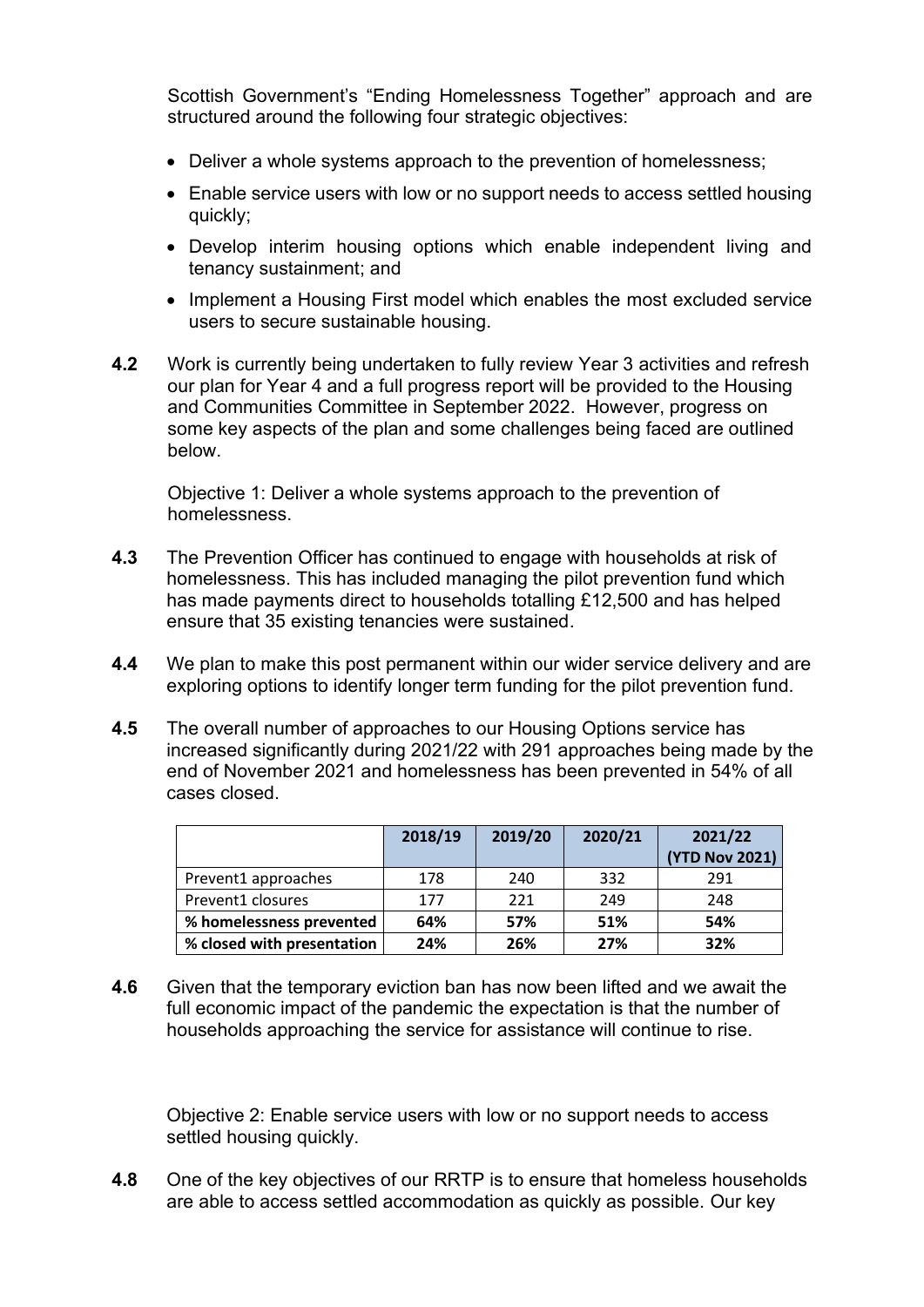Scottish Government's "Ending Homelessness Together" approach and are structured around the following four strategic objectives:

- Deliver a whole systems approach to the prevention of homelessness;
- Enable service users with low or no support needs to access settled housing quickly;
- Develop interim housing options which enable independent living and tenancy sustainment; and
- Implement a Housing First model which enables the most excluded service users to secure sustainable housing.

**4.2** Work is currently being undertaken to fully review Year 3 activities and refresh our plan for Year 4 and a full progress report will be provided to the Housing and Communities Committee in September 2022. However, progress on some key aspects of the plan and some challenges being faced are outlined below.

Objective 1: Deliver a whole systems approach to the prevention of homelessness.

**4.3** The Prevention Officer has continued to engage with households at risk of homelessness. This has included managing the pilot prevention fund which has made payments direct to households totalling £12,500 and has helped ensure that 35 existing tenancies were sustained.

**4.4** We plan to make this post permanent within our wider service delivery and are exploring options to identify longer term funding for the pilot prevention fund.

**4.5** The overall number of approaches to our Housing Options service has increased significantly during 2021/22 with 291 approaches being made by the end of November 2021 and homelessness has been prevented in 54% of all cases closed.

| | 2018/19 | 2019/20 | 2020/21 | 2021/22 (YTD Nov 2021) |
|---|---|---|---|---|
| Prevent1 approaches | 178 | 240 | 332 | 291 |
| Prevent1 closures | 177 | 221 | 249 | 248 |
| **% homelessness prevented** | **64%** | **57%** | **51%** | **54%** |
| **% closed with presentation** | **24%** | **26%** | **27%** | **32%** |

**4.6** Given that the temporary eviction ban has now been lifted and we await the full economic impact of the pandemic the expectation is that the number of households approaching the service for assistance will continue to rise.

Objective 2: Enable service users with low or no support needs to access settled housing quickly.

**4.8** One of the key objectives of our RRTP is to ensure that homeless households are able to access settled accommodation as quickly as possible. Our key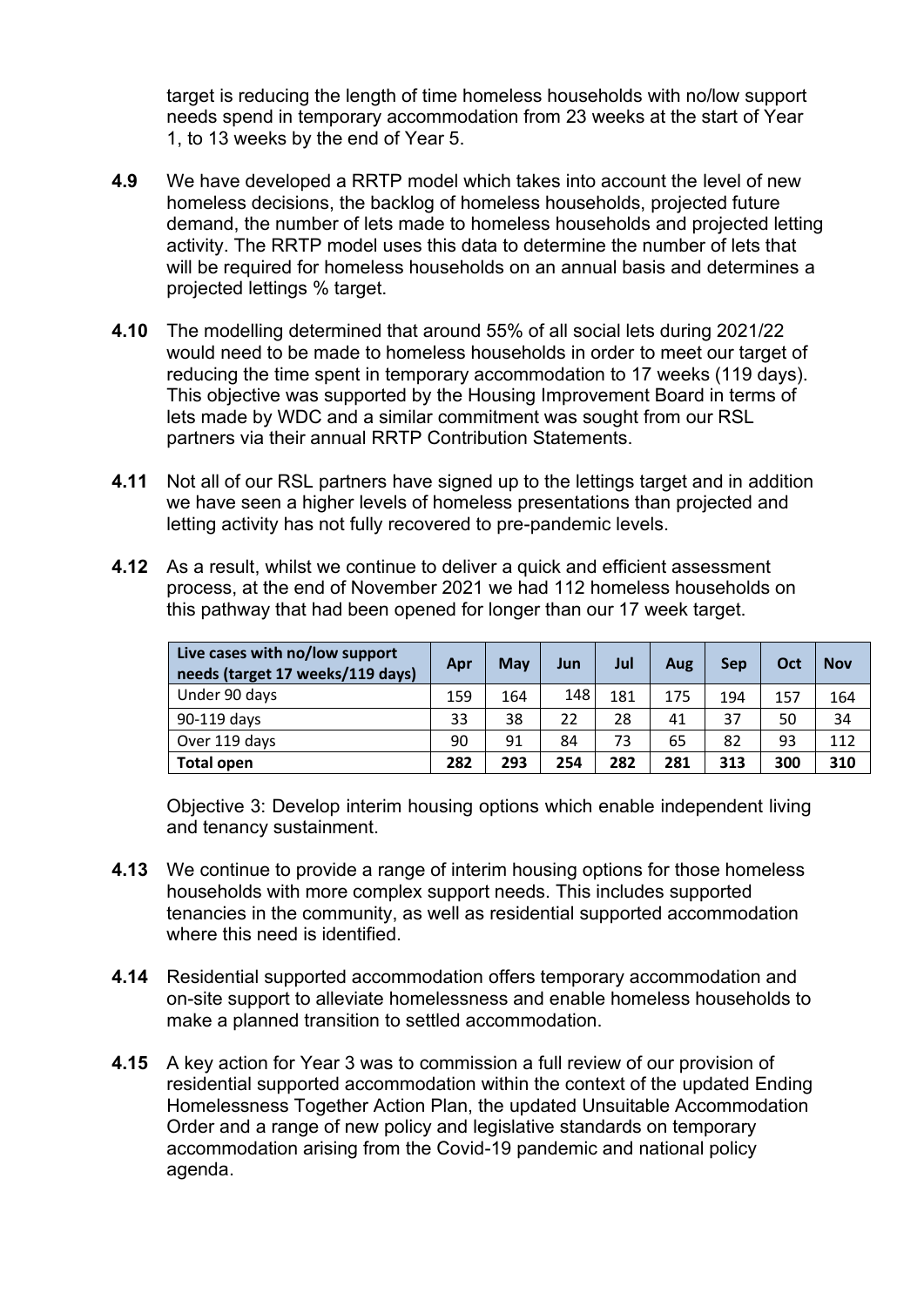target is reducing the length of time homeless households with no/low support needs spend in temporary accommodation from 23 weeks at the start of Year 1, to 13 weeks by the end of Year 5.

**4.9** We have developed a RRTP model which takes into account the level of new homeless decisions, the backlog of homeless households, projected future demand, the number of lets made to homeless households and projected letting activity. The RRTP model uses this data to determine the number of lets that will be required for homeless households on an annual basis and determines a projected lettings % target.

**4.10** The modelling determined that around 55% of all social lets during 2021/22 would need to be made to homeless households in order to meet our target of reducing the time spent in temporary accommodation to 17 weeks (119 days). This objective was supported by the Housing Improvement Board in terms of lets made by WDC and a similar commitment was sought from our RSL partners via their annual RRTP Contribution Statements.

**4.11** Not all of our RSL partners have signed up to the lettings target and in addition we have seen a higher levels of homeless presentations than projected and letting activity has not fully recovered to pre-pandemic levels.

**4.12** As a result, whilst we continue to deliver a quick and efficient assessment process, at the end of November 2021 we had 112 homeless households on this pathway that had been opened for longer than our 17 week target.

| Live cases with no/low support needs (target 17 weeks/119 days) | Apr | May | Jun | Jul | Aug | Sep | Oct | Nov |
|---|---|---|---|---|---|---|---|---|
| Under 90 days | 159 | 164 | 148 | 181 | 175 | 194 | 157 | 164 |
| 90-119 days | 33 | 38 | 22 | 28 | 41 | 37 | 50 | 34 |
| Over 119 days | 90 | 91 | 84 | 73 | 65 | 82 | 93 | 112 |
| **Total open** | **282** | **293** | **254** | **282** | **281** | **313** | **300** | **310** |

Objective 3: Develop interim housing options which enable independent living and tenancy sustainment.

**4.13** We continue to provide a range of interim housing options for those homeless households with more complex support needs. This includes supported tenancies in the community, as well as residential supported accommodation where this need is identified.

**4.14** Residential supported accommodation offers temporary accommodation and on-site support to alleviate homelessness and enable homeless households to make a planned transition to settled accommodation.

**4.15** A key action for Year 3 was to commission a full review of our provision of residential supported accommodation within the context of the updated Ending Homelessness Together Action Plan, the updated Unsuitable Accommodation Order and a range of new policy and legislative standards on temporary accommodation arising from the Covid-19 pandemic and national policy agenda.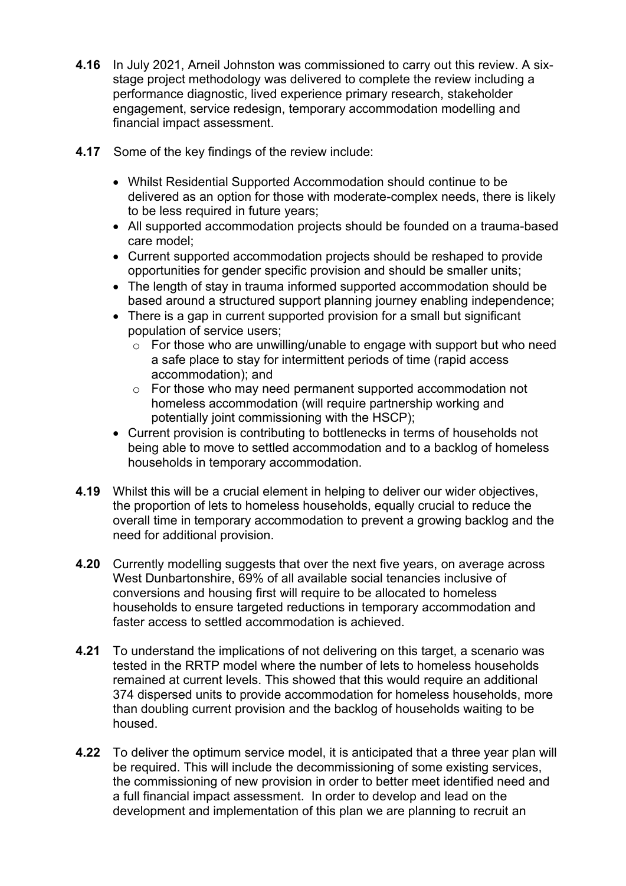**4.16** In July 2021, Arneil Johnston was commissioned to carry out this review. A six-stage project methodology was delivered to complete the review including a performance diagnostic, lived experience primary research, stakeholder engagement, service redesign, temporary accommodation modelling and financial impact assessment.

**4.17** Some of the key findings of the review include:

- Whilst Residential Supported Accommodation should continue to be delivered as an option for those with moderate-complex needs, there is likely to be less required in future years;
- All supported accommodation projects should be founded on a trauma-based care model;
- Current supported accommodation projects should be reshaped to provide opportunities for gender specific provision and should be smaller units;
- The length of stay in trauma informed supported accommodation should be based around a structured support planning journey enabling independence;
- There is a gap in current supported provision for a small but significant population of service users;
  - For those who are unwilling/unable to engage with support but who need a safe place to stay for intermittent periods of time (rapid access accommodation); and
  - For those who may need permanent supported accommodation not homeless accommodation (will require partnership working and potentially joint commissioning with the HSCP);
- Current provision is contributing to bottlenecks in terms of households not being able to move to settled accommodation and to a backlog of homeless households in temporary accommodation.

**4.19** Whilst this will be a crucial element in helping to deliver our wider objectives, the proportion of lets to homeless households, equally crucial to reduce the overall time in temporary accommodation to prevent a growing backlog and the need for additional provision.

**4.20** Currently modelling suggests that over the next five years, on average across West Dunbartonshire, 69% of all available social tenancies inclusive of conversions and housing first will require to be allocated to homeless households to ensure targeted reductions in temporary accommodation and faster access to settled accommodation is achieved.

**4.21** To understand the implications of not delivering on this target, a scenario was tested in the RRTP model where the number of lets to homeless households remained at current levels. This showed that this would require an additional 374 dispersed units to provide accommodation for homeless households, more than doubling current provision and the backlog of households waiting to be housed.

**4.22** To deliver the optimum service model, it is anticipated that a three year plan will be required. This will include the decommissioning of some existing services, the commissioning of new provision in order to better meet identified need and a full financial impact assessment. In order to develop and lead on the development and implementation of this plan we are planning to recruit an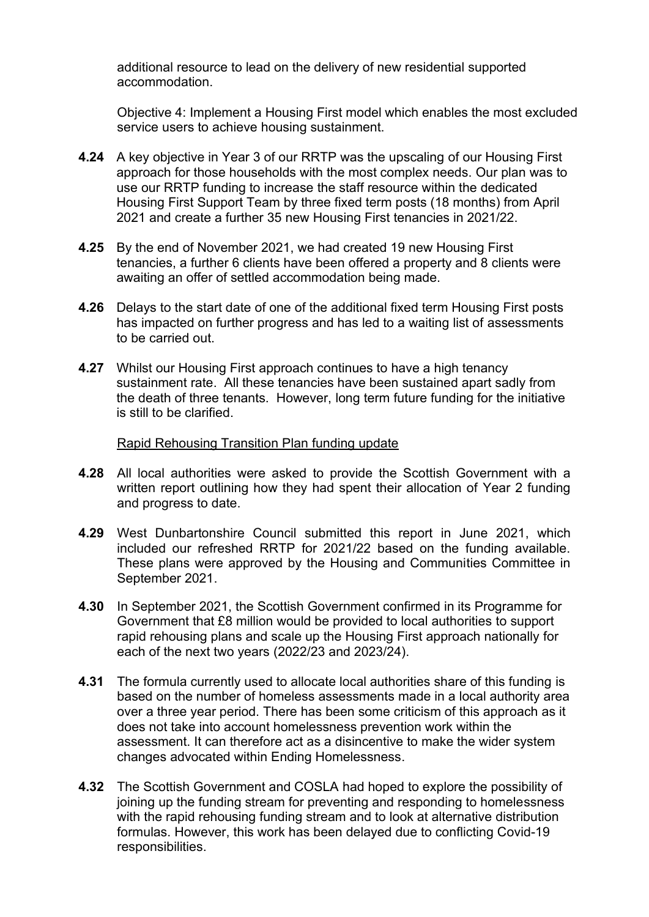additional resource to lead on the delivery of new residential supported accommodation.

Objective 4: Implement a Housing First model which enables the most excluded service users to achieve housing sustainment.

**4.24** A key objective in Year 3 of our RRTP was the upscaling of our Housing First approach for those households with the most complex needs. Our plan was to use our RRTP funding to increase the staff resource within the dedicated Housing First Support Team by three fixed term posts (18 months) from April 2021 and create a further 35 new Housing First tenancies in 2021/22.

**4.25** By the end of November 2021, we had created 19 new Housing First tenancies, a further 6 clients have been offered a property and 8 clients were awaiting an offer of settled accommodation being made.

**4.26** Delays to the start date of one of the additional fixed term Housing First posts has impacted on further progress and has led to a waiting list of assessments to be carried out.

**4.27** Whilst our Housing First approach continues to have a high tenancy sustainment rate. All these tenancies have been sustained apart sadly from the death of three tenants. However, long term future funding for the initiative is still to be clarified.

Rapid Rehousing Transition Plan funding update

**4.28** All local authorities were asked to provide the Scottish Government with a written report outlining how they had spent their allocation of Year 2 funding and progress to date.

**4.29** West Dunbartonshire Council submitted this report in June 2021, which included our refreshed RRTP for 2021/22 based on the funding available. These plans were approved by the Housing and Communities Committee in September 2021.

**4.30** In September 2021, the Scottish Government confirmed in its Programme for Government that £8 million would be provided to local authorities to support rapid rehousing plans and scale up the Housing First approach nationally for each of the next two years (2022/23 and 2023/24).

**4.31** The formula currently used to allocate local authorities share of this funding is based on the number of homeless assessments made in a local authority area over a three year period. There has been some criticism of this approach as it does not take into account homelessness prevention work within the assessment. It can therefore act as a disincentive to make the wider system changes advocated within Ending Homelessness.

**4.32** The Scottish Government and COSLA had hoped to explore the possibility of joining up the funding stream for preventing and responding to homelessness with the rapid rehousing funding stream and to look at alternative distribution formulas. However, this work has been delayed due to conflicting Covid-19 responsibilities.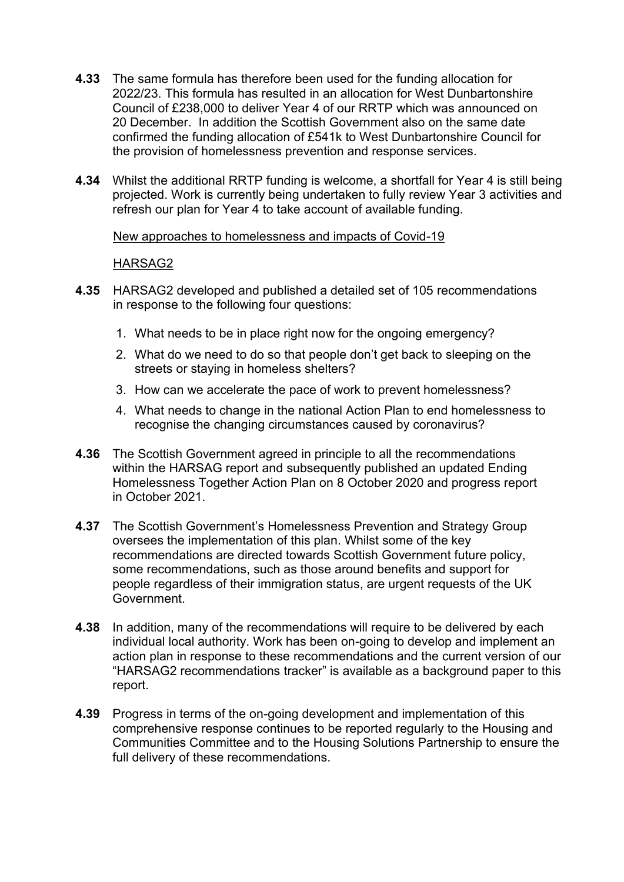**4.33** The same formula has therefore been used for the funding allocation for 2022/23. This formula has resulted in an allocation for West Dunbartonshire Council of £238,000 to deliver Year 4 of our RRTP which was announced on 20 December. In addition the Scottish Government also on the same date confirmed the funding allocation of £541k to West Dunbartonshire Council for the provision of homelessness prevention and response services.

**4.34** Whilst the additional RRTP funding is welcome, a shortfall for Year 4 is still being projected. Work is currently being undertaken to fully review Year 3 activities and refresh our plan for Year 4 to take account of available funding.

<u>New approaches to homelessness and impacts of Covid-19</u>

<u>HARSAG2</u>

**4.35** HARSAG2 developed and published a detailed set of 105 recommendations in response to the following four questions:

1. What needs to be in place right now for the ongoing emergency?
2. What do we need to do so that people don't get back to sleeping on the streets or staying in homeless shelters?
3. How can we accelerate the pace of work to prevent homelessness?
4. What needs to change in the national Action Plan to end homelessness to recognise the changing circumstances caused by coronavirus?

**4.36** The Scottish Government agreed in principle to all the recommendations within the HARSAG report and subsequently published an updated Ending Homelessness Together Action Plan on 8 October 2020 and progress report in October 2021.

**4.37** The Scottish Government's Homelessness Prevention and Strategy Group oversees the implementation of this plan. Whilst some of the key recommendations are directed towards Scottish Government future policy, some recommendations, such as those around benefits and support for people regardless of their immigration status, are urgent requests of the UK Government.

**4.38** In addition, many of the recommendations will require to be delivered by each individual local authority. Work has been on-going to develop and implement an action plan in response to these recommendations and the current version of our "HARSAG2 recommendations tracker" is available as a background paper to this report.

**4.39** Progress in terms of the on-going development and implementation of this comprehensive response continues to be reported regularly to the Housing and Communities Committee and to the Housing Solutions Partnership to ensure the full delivery of these recommendations.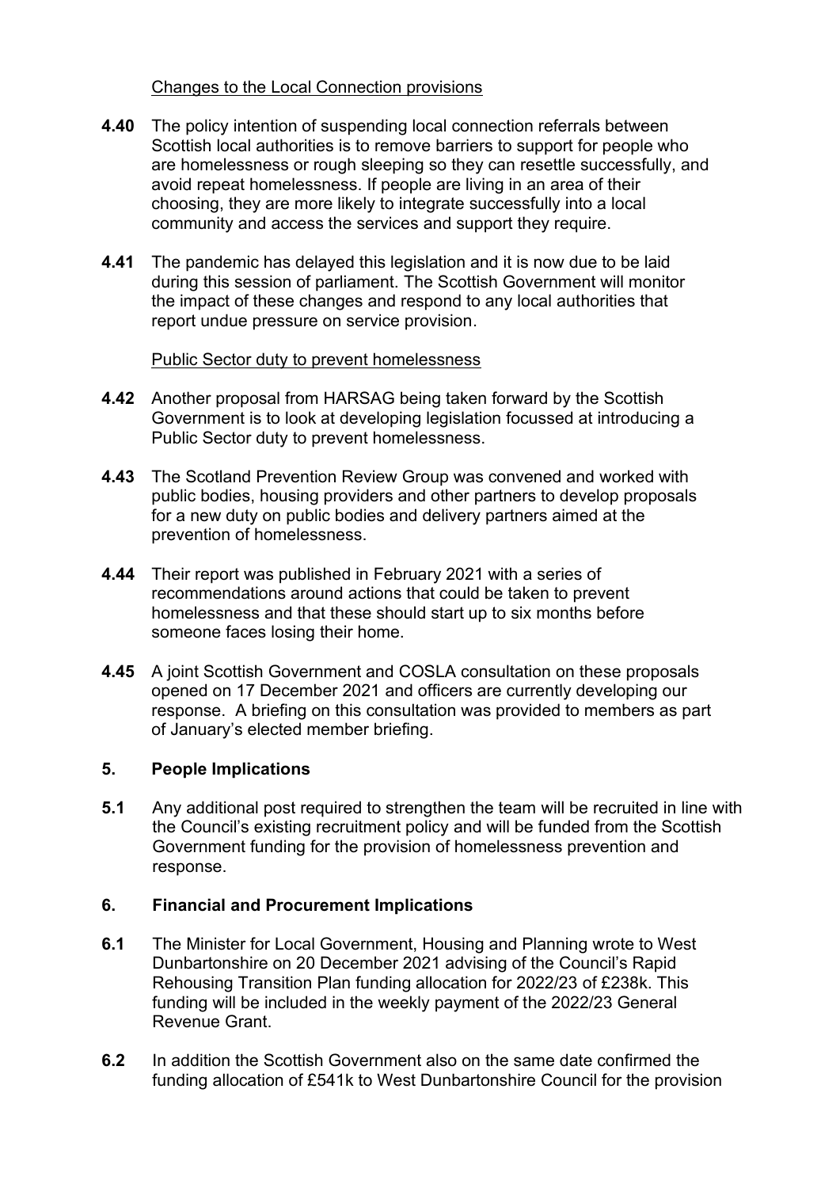Changes to the Local Connection provisions

**4.40** The policy intention of suspending local connection referrals between Scottish local authorities is to remove barriers to support for people who are homelessness or rough sleeping so they can resettle successfully, and avoid repeat homelessness. If people are living in an area of their choosing, they are more likely to integrate successfully into a local community and access the services and support they require.

**4.41** The pandemic has delayed this legislation and it is now due to be laid during this session of parliament. The Scottish Government will monitor the impact of these changes and respond to any local authorities that report undue pressure on service provision.

Public Sector duty to prevent homelessness

**4.42** Another proposal from HARSAG being taken forward by the Scottish Government is to look at developing legislation focussed at introducing a Public Sector duty to prevent homelessness.

**4.43** The Scotland Prevention Review Group was convened and worked with public bodies, housing providers and other partners to develop proposals for a new duty on public bodies and delivery partners aimed at the prevention of homelessness.

**4.44** Their report was published in February 2021 with a series of recommendations around actions that could be taken to prevent homelessness and that these should start up to six months before someone faces losing their home.

**4.45** A joint Scottish Government and COSLA consultation on these proposals opened on 17 December 2021 and officers are currently developing our response. A briefing on this consultation was provided to members as part of January's elected member briefing.

## 5. People Implications

**5.1** Any additional post required to strengthen the team will be recruited in line with the Council's existing recruitment policy and will be funded from the Scottish Government funding for the provision of homelessness prevention and response.

## 6. Financial and Procurement Implications

**6.1** The Minister for Local Government, Housing and Planning wrote to West Dunbartonshire on 20 December 2021 advising of the Council's Rapid Rehousing Transition Plan funding allocation for 2022/23 of £238k. This funding will be included in the weekly payment of the 2022/23 General Revenue Grant.

**6.2** In addition the Scottish Government also on the same date confirmed the funding allocation of £541k to West Dunbartonshire Council for the provision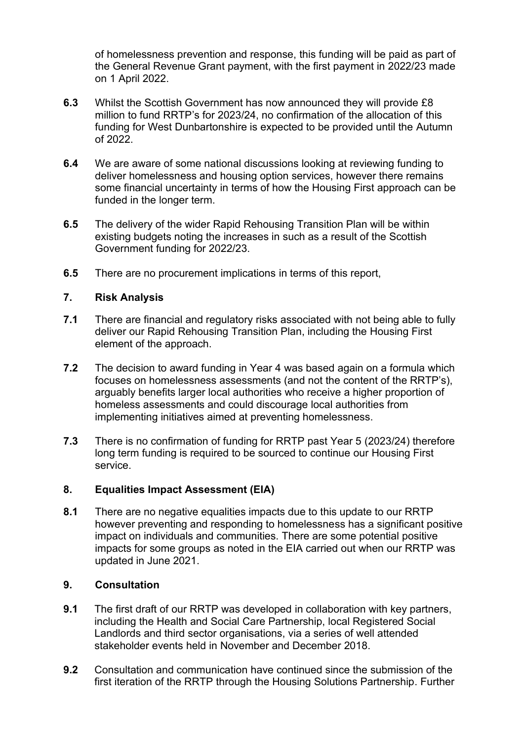of homelessness prevention and response, this funding will be paid as part of the General Revenue Grant payment, with the first payment in 2022/23 made on 1 April 2022.

**6.3** Whilst the Scottish Government has now announced they will provide £8 million to fund RRTP's for 2023/24, no confirmation of the allocation of this funding for West Dunbartonshire is expected to be provided until the Autumn of 2022.

**6.4** We are aware of some national discussions looking at reviewing funding to deliver homelessness and housing option services, however there remains some financial uncertainty in terms of how the Housing First approach can be funded in the longer term.

**6.5** The delivery of the wider Rapid Rehousing Transition Plan will be within existing budgets noting the increases in such as a result of the Scottish Government funding for 2022/23.

**6.5** There are no procurement implications in terms of this report,

## 7. Risk Analysis

**7.1** There are financial and regulatory risks associated with not being able to fully deliver our Rapid Rehousing Transition Plan, including the Housing First element of the approach.

**7.2** The decision to award funding in Year 4 was based again on a formula which focuses on homelessness assessments (and not the content of the RRTP's), arguably benefits larger local authorities who receive a higher proportion of homeless assessments and could discourage local authorities from implementing initiatives aimed at preventing homelessness.

**7.3** There is no confirmation of funding for RRTP past Year 5 (2023/24) therefore long term funding is required to be sourced to continue our Housing First service.

## 8. Equalities Impact Assessment (EIA)

**8.1** There are no negative equalities impacts due to this update to our RRTP however preventing and responding to homelessness has a significant positive impact on individuals and communities. There are some potential positive impacts for some groups as noted in the EIA carried out when our RRTP was updated in June 2021.

## 9. Consultation

**9.1** The first draft of our RRTP was developed in collaboration with key partners, including the Health and Social Care Partnership, local Registered Social Landlords and third sector organisations, via a series of well attended stakeholder events held in November and December 2018.

**9.2** Consultation and communication have continued since the submission of the first iteration of the RRTP through the Housing Solutions Partnership. Further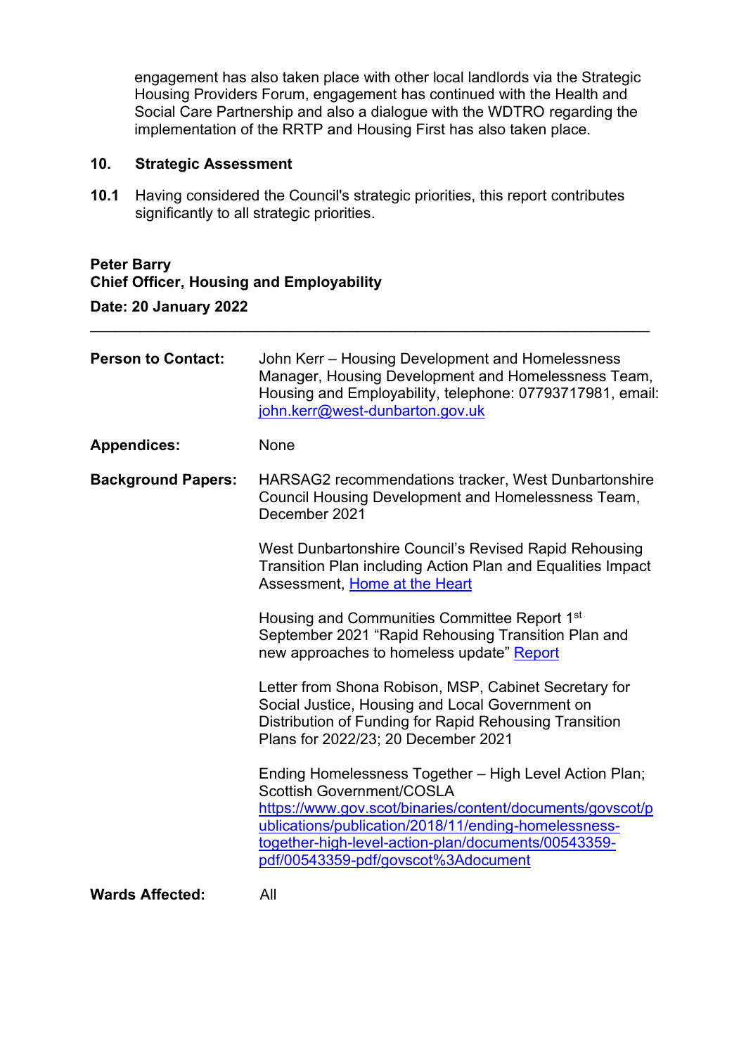engagement has also taken place with other local landlords via the Strategic Housing Providers Forum, engagement has continued with the Health and Social Care Partnership and also a dialogue with the WDTRO regarding the implementation of the RRTP and Housing First has also taken place.

## 10. Strategic Assessment

**10.1** Having considered the Council's strategic priorities, this report contributes significantly to all strategic priorities.

**Peter Barry**
**Chief Officer, Housing and Employability**

**Date: 20 January 2022**

---

| | |
|---|---|
| **Person to Contact:** | John Kerr – Housing Development and Homelessness Manager, Housing Development and Homelessness Team, Housing and Employability, telephone: 07793717981, email: john.kerr@west-dunbarton.gov.uk |
| **Appendices:** | None |
| **Background Papers:** | HARSAG2 recommendations tracker, West Dunbartonshire Council Housing Development and Homelessness Team, December 2021<br><br>West Dunbartonshire Council's Revised Rapid Rehousing Transition Plan including Action Plan and Equalities Impact Assessment, Home at the Heart<br><br>Housing and Communities Committee Report 1st September 2021 "Rapid Rehousing Transition Plan and new approaches to homeless update" Report<br><br>Letter from Shona Robison, MSP, Cabinet Secretary for Social Justice, Housing and Local Government on Distribution of Funding for Rapid Rehousing Transition Plans for 2022/23; 20 December 2021<br><br>Ending Homelessness Together – High Level Action Plan; Scottish Government/COSLA https://www.gov.scot/binaries/content/documents/govscot/publications/publication/2018/11/ending-homelessness-together-high-level-action-plan/documents/00543359-pdf/00543359-pdf/govscot%3Adocument |
| **Wards Affected:** | All |